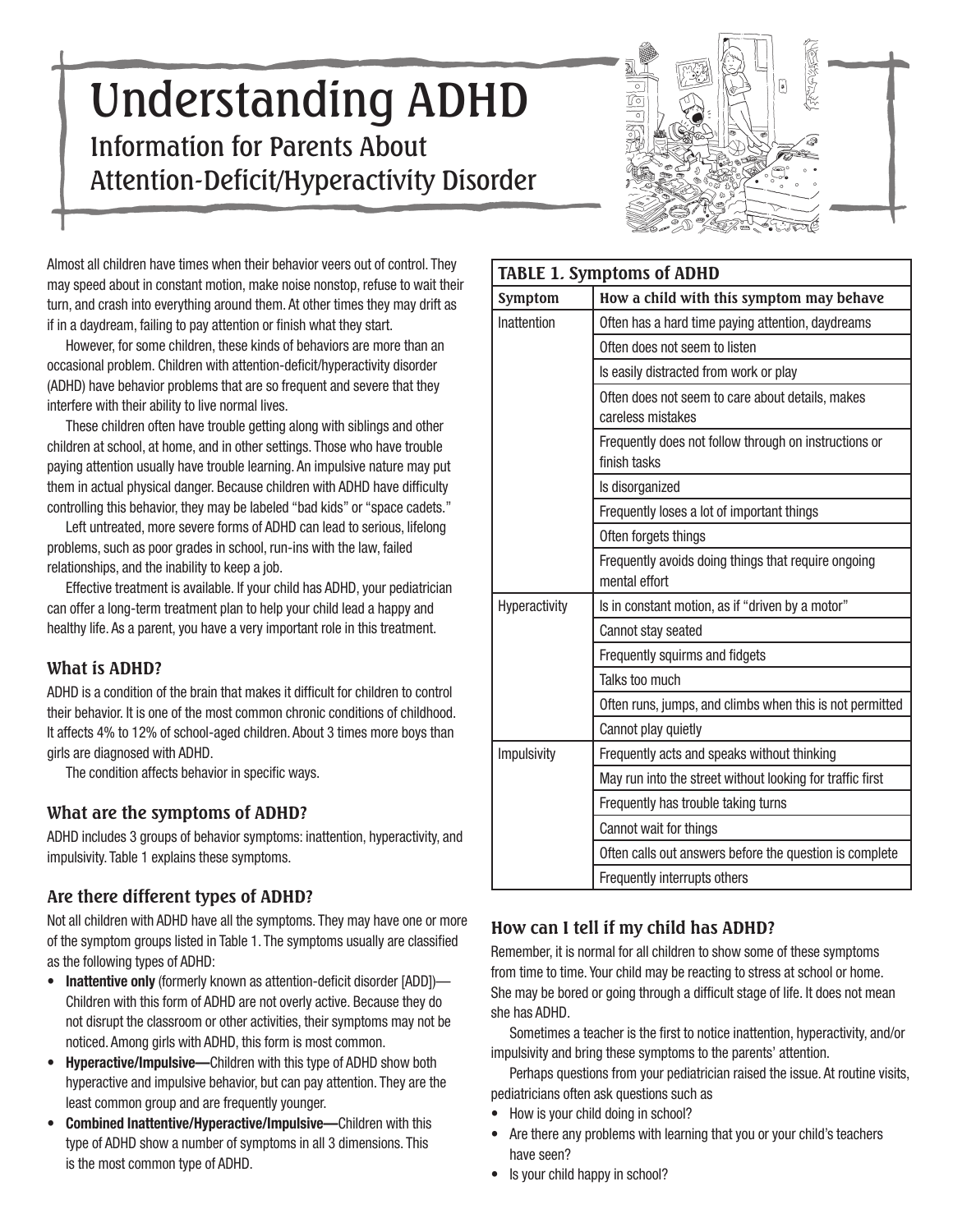# Understanding ADHD

## Information for Parents About Attention-Deficit/Hyperactivity Disorder

Almost all children have times when their behavior veers out of control. They may speed about in constant motion, make noise nonstop, refuse to wait their turn, and crash into everything around them. At other times they may drift as if in a daydream, failing to pay attention or finish what they start.

However, for some children, these kinds of behaviors are more than an occasional problem. Children with attention-deficit/hyperactivity disorder (ADHD) have behavior problems that are so frequent and severe that they interfere with their ability to live normal lives.

These children often have trouble getting along with siblings and other children at school, at home, and in other settings. Those who have trouble paying attention usually have trouble learning. An impulsive nature may put them in actual physical danger. Because children with ADHD have difficulty controlling this behavior, they may be labeled "bad kids" or "space cadets."

Left untreated, more severe forms of ADHD can lead to serious, lifelong problems, such as poor grades in school, run-ins with the law, failed relationships, and the inability to keep a job.

Effective treatment is available. If your child has ADHD, your pediatrician can offer a long-term treatment plan to help your child lead a happy and healthy life. As a parent, you have a very important role in this treatment.

### What is ADHD?

ADHD is a condition of the brain that makes it difficult for children to control their behavior. It is one of the most common chronic conditions of childhood. It affects 4% to 12% of school-aged children. About 3 times more boys than girls are diagnosed with ADHD.

The condition affects behavior in specific ways.

### What are the symptoms of ADHD?

ADHD includes 3 groups of behavior symptoms: inattention, hyperactivity, and impulsivity. Table 1 explains these symptoms.

**TABLE 1. Symptoms of ADHD**

| Symptom | How a child with this symptom may behave |
|---|---|
| Inattention | Often has a hard time paying attention, daydreams |
| | Often does not seem to listen |
| | Is easily distracted from work or play |
| | Often does not seem to care about details, makes careless mistakes |
| | Frequently does not follow through on instructions or finish tasks |
| | Is disorganized |
| | Frequently loses a lot of important things |
| | Often forgets things |
| | Frequently avoids doing things that require ongoing mental effort |
| Hyperactivity | Is in constant motion, as if "driven by a motor" |
| | Cannot stay seated |
| | Frequently squirms and fidgets |
| | Talks too much |
| | Often runs, jumps, and climbs when this is not permitted |
| | Cannot play quietly |
| Impulsivity | Frequently acts and speaks without thinking |
| | May run into the street without looking for traffic first |
| | Frequently has trouble taking turns |
| | Cannot wait for things |
| | Often calls out answers before the question is complete |
| | Frequently interrupts others |

### Are there different types of ADHD?

Not all children with ADHD have all the symptoms. They may have one or more of the symptom groups listed in Table 1. The symptoms usually are classified as the following types of ADHD:

- **Inattentive only** (formerly known as attention-deficit disorder [ADD])—Children with this form of ADHD are not overly active. Because they do not disrupt the classroom or other activities, their symptoms may not be noticed. Among girls with ADHD, this form is most common.
- **Hyperactive/Impulsive—**Children with this type of ADHD show both hyperactive and impulsive behavior, but can pay attention. They are the least common group and are frequently younger.
- **Combined Inattentive/Hyperactive/Impulsive—**Children with this type of ADHD show a number of symptoms in all 3 dimensions. This is the most common type of ADHD.

### How can I tell if my child has ADHD?

Remember, it is normal for all children to show some of these symptoms from time to time. Your child may be reacting to stress at school or home. She may be bored or going through a difficult stage of life. It does not mean she has ADHD.

Sometimes a teacher is the first to notice inattention, hyperactivity, and/or impulsivity and bring these symptoms to the parents' attention.

Perhaps questions from your pediatrician raised the issue. At routine visits, pediatricians often ask questions such as

- How is your child doing in school?
- Are there any problems with learning that you or your child's teachers have seen?
- Is your child happy in school?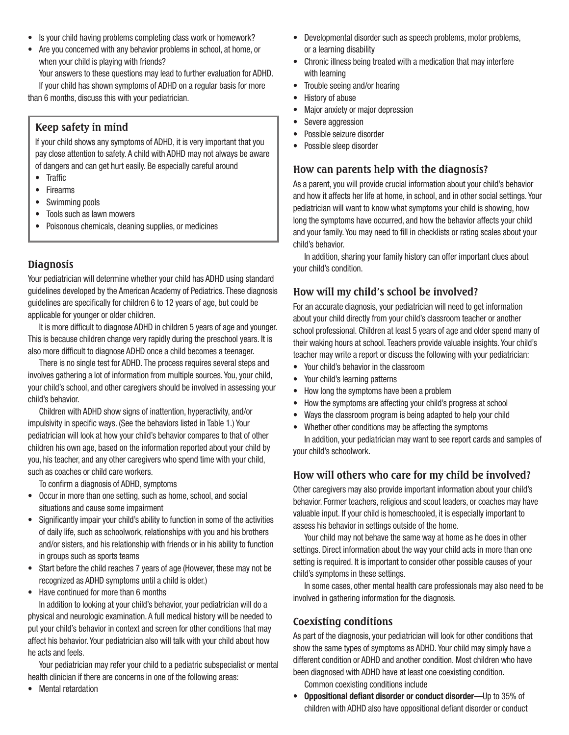- Is your child having problems completing class work or homework?
- Are you concerned with any behavior problems in school, at home, or when your child is playing with friends?

Your answers to these questions may lead to further evaluation for ADHD.

If your child has shown symptoms of ADHD on a regular basis for more than 6 months, discuss this with your pediatrician.

### Keep safety in mind

If your child shows any symptoms of ADHD, it is very important that you pay close attention to safety. A child with ADHD may not always be aware of dangers and can get hurt easily. Be especially careful around

- Traffic
- Firearms
- Swimming pools
- Tools such as lawn mowers
- Poisonous chemicals, cleaning supplies, or medicines

## Diagnosis

Your pediatrician will determine whether your child has ADHD using standard guidelines developed by the American Academy of Pediatrics. These diagnosis guidelines are specifically for children 6 to 12 years of age, but could be applicable for younger or older children.

It is more difficult to diagnose ADHD in children 5 years of age and younger. This is because children change very rapidly during the preschool years. It is also more difficult to diagnose ADHD once a child becomes a teenager.

There is no single test for ADHD. The process requires several steps and involves gathering a lot of information from multiple sources. You, your child, your child's school, and other caregivers should be involved in assessing your child's behavior.

Children with ADHD show signs of inattention, hyperactivity, and/or impulsivity in specific ways. (See the behaviors listed in Table 1.) Your pediatrician will look at how your child's behavior compares to that of other children his own age, based on the information reported about your child by you, his teacher, and any other caregivers who spend time with your child, such as coaches or child care workers.

To confirm a diagnosis of ADHD, symptoms

- Occur in more than one setting, such as home, school, and social situations and cause some impairment
- Significantly impair your child's ability to function in some of the activities of daily life, such as schoolwork, relationships with you and his brothers and/or sisters, and his relationship with friends or in his ability to function in groups such as sports teams
- Start before the child reaches 7 years of age (However, these may not be recognized as ADHD symptoms until a child is older.)
- Have continued for more than 6 months

In addition to looking at your child's behavior, your pediatrician will do a physical and neurologic examination. A full medical history will be needed to put your child's behavior in context and screen for other conditions that may affect his behavior. Your pediatrician also will talk with your child about how he acts and feels.

Your pediatrician may refer your child to a pediatric subspecialist or mental health clinician if there are concerns in one of the following areas:

- Mental retardation
- Developmental disorder such as speech problems, motor problems, or a learning disability
- Chronic illness being treated with a medication that may interfere with learning
- Trouble seeing and/or hearing
- History of abuse
- Major anxiety or major depression
- Severe aggression
- Possible seizure disorder
- Possible sleep disorder

### How can parents help with the diagnosis?

As a parent, you will provide crucial information about your child's behavior and how it affects her life at home, in school, and in other social settings. Your pediatrician will want to know what symptoms your child is showing, how long the symptoms have occurred, and how the behavior affects your child and your family. You may need to fill in checklists or rating scales about your child's behavior.

In addition, sharing your family history can offer important clues about your child's condition.

### How will my child's school be involved?

For an accurate diagnosis, your pediatrician will need to get information about your child directly from your child's classroom teacher or another school professional. Children at least 5 years of age and older spend many of their waking hours at school. Teachers provide valuable insights. Your child's teacher may write a report or discuss the following with your pediatrician:

- Your child's behavior in the classroom
- Your child's learning patterns
- How long the symptoms have been a problem
- How the symptoms are affecting your child's progress at school
- Ways the classroom program is being adapted to help your child
- Whether other conditions may be affecting the symptoms

In addition, your pediatrician may want to see report cards and samples of your child's schoolwork.

### How will others who care for my child be involved?

Other caregivers may also provide important information about your child's behavior. Former teachers, religious and scout leaders, or coaches may have valuable input. If your child is homeschooled, it is especially important to assess his behavior in settings outside of the home.

Your child may not behave the same way at home as he does in other settings. Direct information about the way your child acts in more than one setting is required. It is important to consider other possible causes of your child's symptoms in these settings.

In some cases, other mental health care professionals may also need to be involved in gathering information for the diagnosis.

## Coexisting conditions

As part of the diagnosis, your pediatrician will look for other conditions that show the same types of symptoms as ADHD. Your child may simply have a different condition or ADHD and another condition. Most children who have been diagnosed with ADHD have at least one coexisting condition.

Common coexisting conditions include

- **Oppositional defiant disorder or conduct disorder—**Up to 35% of children with ADHD also have oppositional defiant disorder or conduct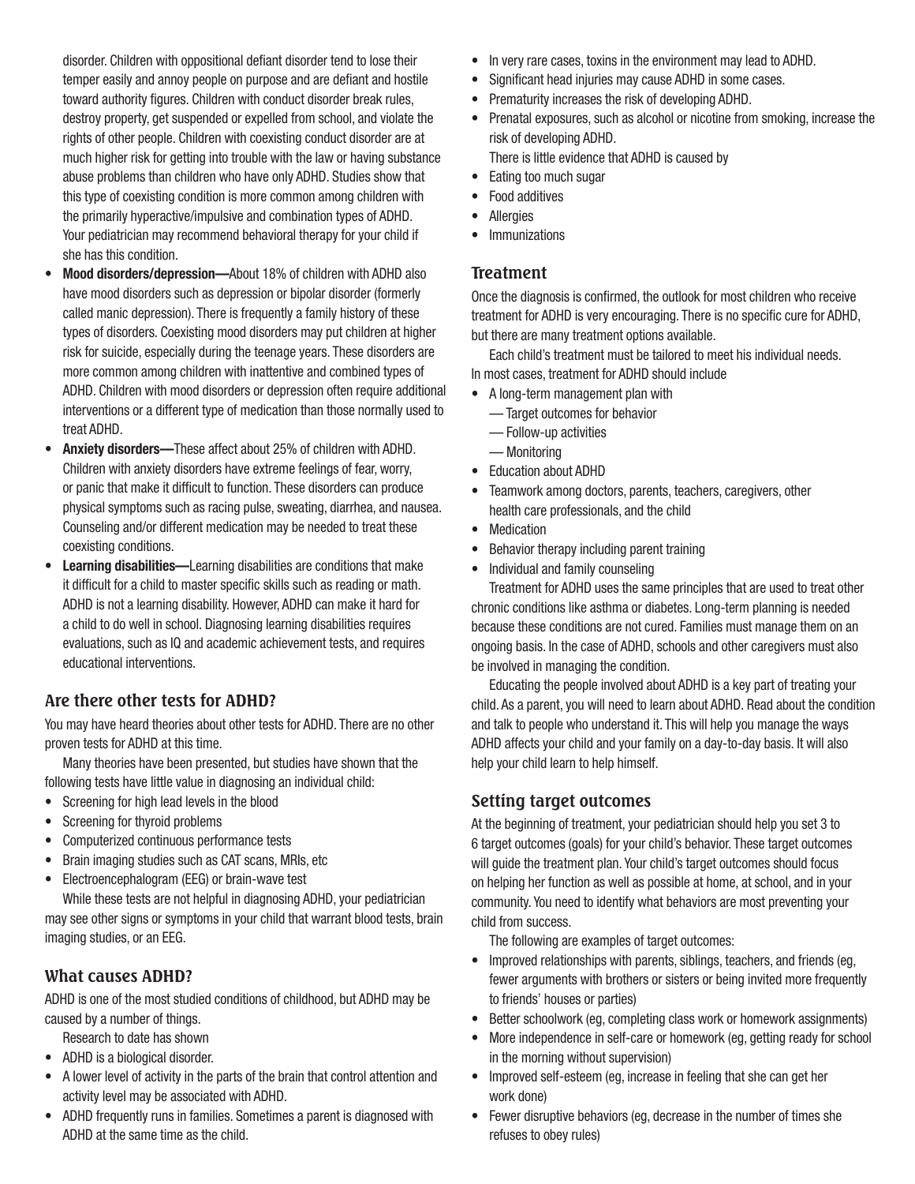disorder. Children with oppositional defiant disorder tend to lose their temper easily and annoy people on purpose and are defiant and hostile toward authority figures. Children with conduct disorder break rules, destroy property, get suspended or expelled from school, and violate the rights of other people. Children with coexisting conduct disorder are at much higher risk for getting into trouble with the law or having substance abuse problems than children who have only ADHD. Studies show that this type of coexisting condition is more common among children with the primarily hyperactive/impulsive and combination types of ADHD. Your pediatrician may recommend behavioral therapy for your child if she has this condition.

- **Mood disorders/depression—**About 18% of children with ADHD also have mood disorders such as depression or bipolar disorder (formerly called manic depression). There is frequently a family history of these types of disorders. Coexisting mood disorders may put children at higher risk for suicide, especially during the teenage years. These disorders are more common among children with inattentive and combined types of ADHD. Children with mood disorders or depression often require additional interventions or a different type of medication than those normally used to treat ADHD.
- **Anxiety disorders—**These affect about 25% of children with ADHD. Children with anxiety disorders have extreme feelings of fear, worry, or panic that make it difficult to function. These disorders can produce physical symptoms such as racing pulse, sweating, diarrhea, and nausea. Counseling and/or different medication may be needed to treat these coexisting conditions.
- **Learning disabilities—**Learning disabilities are conditions that make it difficult for a child to master specific skills such as reading or math. ADHD is not a learning disability. However, ADHD can make it hard for a child to do well in school. Diagnosing learning disabilities requires evaluations, such as IQ and academic achievement tests, and requires educational interventions.

## Are there other tests for ADHD?

You may have heard theories about other tests for ADHD. There are no other proven tests for ADHD at this time.

Many theories have been presented, but studies have shown that the following tests have little value in diagnosing an individual child:

- Screening for high lead levels in the blood
- Screening for thyroid problems
- Computerized continuous performance tests
- Brain imaging studies such as CAT scans, MRIs, etc
- Electroencephalogram (EEG) or brain-wave test

While these tests are not helpful in diagnosing ADHD, your pediatrician may see other signs or symptoms in your child that warrant blood tests, brain imaging studies, or an EEG.

## What causes ADHD?

ADHD is one of the most studied conditions of childhood, but ADHD may be caused by a number of things.

Research to date has shown

- ADHD is a biological disorder.
- A lower level of activity in the parts of the brain that control attention and activity level may be associated with ADHD.
- ADHD frequently runs in families. Sometimes a parent is diagnosed with ADHD at the same time as the child.
- In very rare cases, toxins in the environment may lead to ADHD.
- Significant head injuries may cause ADHD in some cases.
- Prematurity increases the risk of developing ADHD.
- Prenatal exposures, such as alcohol or nicotine from smoking, increase the risk of developing ADHD.

There is little evidence that ADHD is caused by

- Eating too much sugar
- Food additives
- Allergies
- Immunizations

## Treatment

Once the diagnosis is confirmed, the outlook for most children who receive treatment for ADHD is very encouraging. There is no specific cure for ADHD, but there are many treatment options available.

Each child's treatment must be tailored to meet his individual needs. In most cases, treatment for ADHD should include

- A long-term management plan with
  - Target outcomes for behavior
  - Follow-up activities
  - Monitoring
- Education about ADHD
- Teamwork among doctors, parents, teachers, caregivers, other health care professionals, and the child
- Medication
- Behavior therapy including parent training
- Individual and family counseling

Treatment for ADHD uses the same principles that are used to treat other chronic conditions like asthma or diabetes. Long-term planning is needed because these conditions are not cured. Families must manage them on an ongoing basis. In the case of ADHD, schools and other caregivers must also be involved in managing the condition.

Educating the people involved about ADHD is a key part of treating your child. As a parent, you will need to learn about ADHD. Read about the condition and talk to people who understand it. This will help you manage the ways ADHD affects your child and your family on a day-to-day basis. It will also help your child learn to help himself.

## Setting target outcomes

At the beginning of treatment, your pediatrician should help you set 3 to 6 target outcomes (goals) for your child's behavior. These target outcomes will guide the treatment plan. Your child's target outcomes should focus on helping her function as well as possible at home, at school, and in your community. You need to identify what behaviors are most preventing your child from success.

The following are examples of target outcomes:

- Improved relationships with parents, siblings, teachers, and friends (eg, fewer arguments with brothers or sisters or being invited more frequently to friends' houses or parties)
- Better schoolwork (eg, completing class work or homework assignments)
- More independence in self-care or homework (eg, getting ready for school in the morning without supervision)
- Improved self-esteem (eg, increase in feeling that she can get her work done)
- Fewer disruptive behaviors (eg, decrease in the number of times she refuses to obey rules)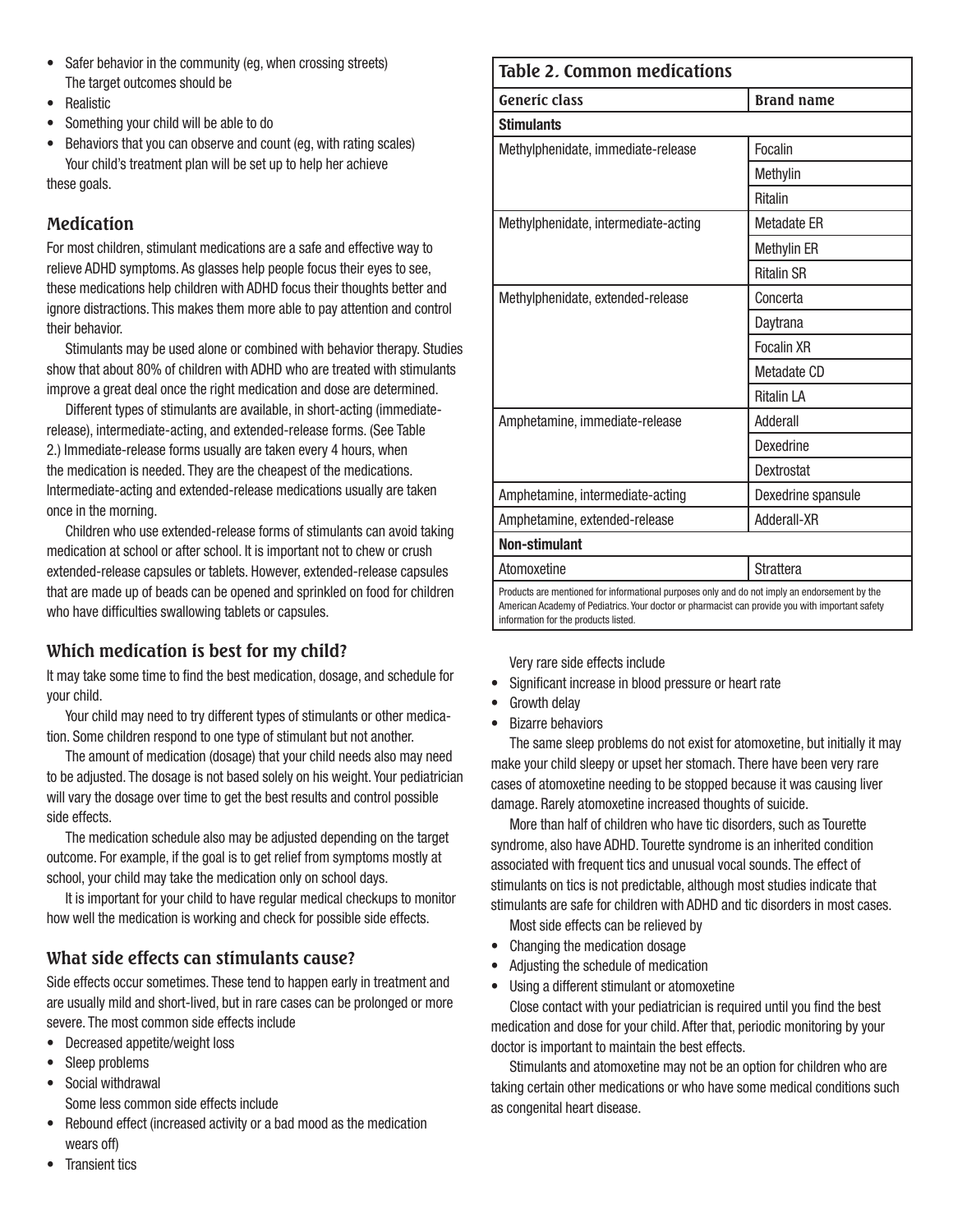- Safer behavior in the community (eg, when crossing streets)

The target outcomes should be

- Realistic
- Something your child will be able to do
- Behaviors that you can observe and count (eg, with rating scales)

Your child's treatment plan will be set up to help her achieve these goals.

## Medication

For most children, stimulant medications are a safe and effective way to relieve ADHD symptoms. As glasses help people focus their eyes to see, these medications help children with ADHD focus their thoughts better and ignore distractions. This makes them more able to pay attention and control their behavior.

Stimulants may be used alone or combined with behavior therapy. Studies show that about 80% of children with ADHD who are treated with stimulants improve a great deal once the right medication and dose are determined.

Different types of stimulants are available, in short-acting (immediate-release), intermediate-acting, and extended-release forms. (See Table 2.) Immediate-release forms usually are taken every 4 hours, when the medication is needed. They are the cheapest of the medications. Intermediate-acting and extended-release medications usually are taken once in the morning.

Children who use extended-release forms of stimulants can avoid taking medication at school or after school. It is important not to chew or crush extended-release capsules or tablets. However, extended-release capsules that are made up of beads can be opened and sprinkled on food for children who have difficulties swallowing tablets or capsules.

## Which medication is best for my child?

It may take some time to find the best medication, dosage, and schedule for your child.

Your child may need to try different types of stimulants or other medication. Some children respond to one type of stimulant but not another.

The amount of medication (dosage) that your child needs also may need to be adjusted. The dosage is not based solely on his weight. Your pediatrician will vary the dosage over time to get the best results and control possible side effects.

The medication schedule also may be adjusted depending on the target outcome. For example, if the goal is to get relief from symptoms mostly at school, your child may take the medication only on school days.

It is important for your child to have regular medical checkups to monitor how well the medication is working and check for possible side effects.

## What side effects can stimulants cause?

Side effects occur sometimes. These tend to happen early in treatment and are usually mild and short-lived, but in rare cases can be prolonged or more severe. The most common side effects include

- Decreased appetite/weight loss
- Sleep problems
- Social withdrawal

Some less common side effects include

- Rebound effect (increased activity or a bad mood as the medication wears off)
- Transient tics

**Table 2. Common medications**

| Generic class | Brand name |
|---|---|
| **Stimulants** | |
| Methylphenidate, immediate-release | Focalin |
| | Methylin |
| | Ritalin |
| Methylphenidate, intermediate-acting | Metadate ER |
| | Methylin ER |
| | Ritalin SR |
| Methylphenidate, extended-release | Concerta |
| | Daytrana |
| | Focalin XR |
| | Metadate CD |
| | Ritalin LA |
| Amphetamine, immediate-release | Adderall |
| | Dexedrine |
| | Dextrostat |
| Amphetamine, intermediate-acting | Dexedrine spansule |
| Amphetamine, extended-release | Adderall-XR |
| **Non-stimulant** | |
| Atomoxetine | Strattera |

Products are mentioned for informational purposes only and do not imply an endorsement by the American Academy of Pediatrics. Your doctor or pharmacist can provide you with important safety information for the products listed.

Very rare side effects include

- Significant increase in blood pressure or heart rate
- Growth delay
- Bizarre behaviors

The same sleep problems do not exist for atomoxetine, but initially it may make your child sleepy or upset her stomach. There have been very rare cases of atomoxetine needing to be stopped because it was causing liver damage. Rarely atomoxetine increased thoughts of suicide.

More than half of children who have tic disorders, such as Tourette syndrome, also have ADHD. Tourette syndrome is an inherited condition associated with frequent tics and unusual vocal sounds. The effect of stimulants on tics is not predictable, although most studies indicate that stimulants are safe for children with ADHD and tic disorders in most cases.

Most side effects can be relieved by

- Changing the medication dosage
- Adjusting the schedule of medication
- Using a different stimulant or atomoxetine

Close contact with your pediatrician is required until you find the best medication and dose for your child. After that, periodic monitoring by your doctor is important to maintain the best effects.

Stimulants and atomoxetine may not be an option for children who are taking certain other medications or who have some medical conditions such as congenital heart disease.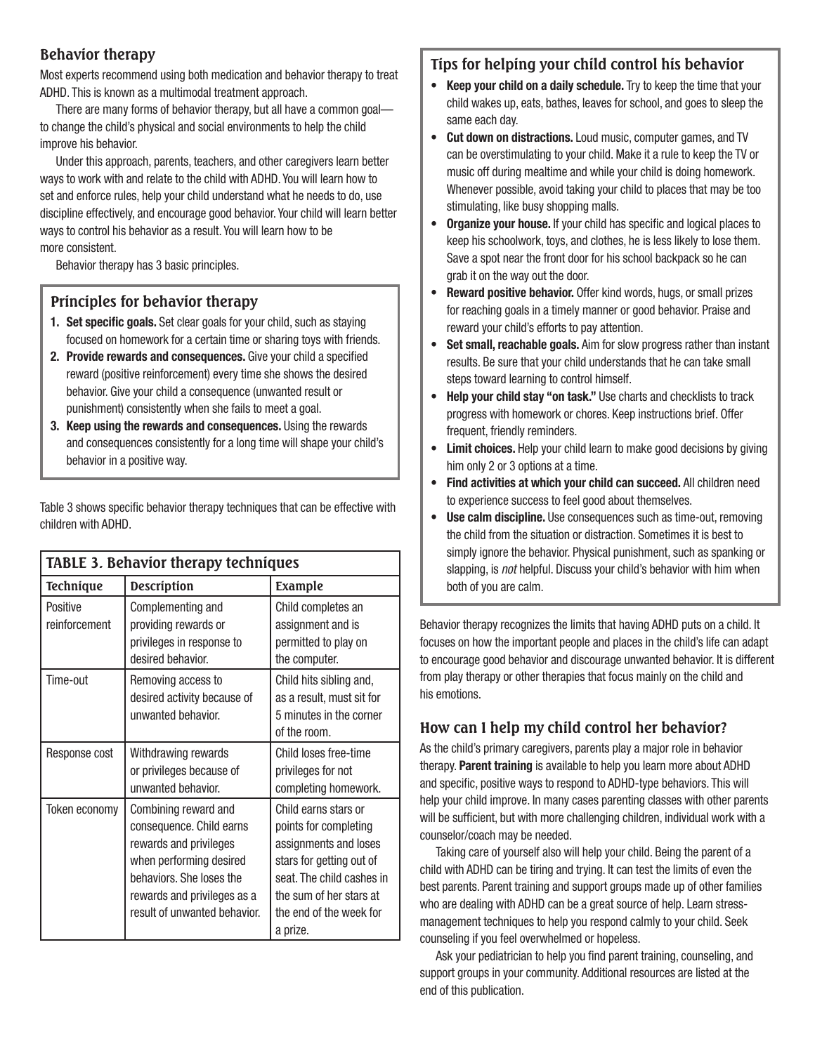## Behavior therapy

Most experts recommend using both medication and behavior therapy to treat ADHD. This is known as a multimodal treatment approach.

There are many forms of behavior therapy, but all have a common goal—to change the child's physical and social environments to help the child improve his behavior.

Under this approach, parents, teachers, and other caregivers learn better ways to work with and relate to the child with ADHD. You will learn how to set and enforce rules, help your child understand what he needs to do, use discipline effectively, and encourage good behavior. Your child will learn better ways to control his behavior as a result. You will learn how to be more consistent.

Behavior therapy has 3 basic principles.

### Principles for behavior therapy

1. **Set specific goals.** Set clear goals for your child, such as staying focused on homework for a certain time or sharing toys with friends.
2. **Provide rewards and consequences.** Give your child a specified reward (positive reinforcement) every time she shows the desired behavior. Give your child a consequence (unwanted result or punishment) consistently when she fails to meet a goal.
3. **Keep using the rewards and consequences.** Using the rewards and consequences consistently for a long time will shape your child's behavior in a positive way.

Table 3 shows specific behavior therapy techniques that can be effective with children with ADHD.

**TABLE 3. Behavior therapy techniques**

| Technique | Description | Example |
|---|---|---|
| Positive reinforcement | Complementing and providing rewards or privileges in response to desired behavior. | Child completes an assignment and is permitted to play on the computer. |
| Time-out | Removing access to desired activity because of unwanted behavior. | Child hits sibling and, as a result, must sit for 5 minutes in the corner of the room. |
| Response cost | Withdrawing rewards or privileges because of unwanted behavior. | Child loses free-time privileges for not completing homework. |
| Token economy | Combining reward and consequence. Child earns rewards and privileges when performing desired behaviors. She loses the rewards and privileges as a result of unwanted behavior. | Child earns stars or points for completing assignments and loses stars for getting out of seat. The child cashes in the sum of her stars at the end of the week for a prize. |

### Tips for helping your child control his behavior

- **Keep your child on a daily schedule.** Try to keep the time that your child wakes up, eats, bathes, leaves for school, and goes to sleep the same each day.
- **Cut down on distractions.** Loud music, computer games, and TV can be overstimulating to your child. Make it a rule to keep the TV or music off during mealtime and while your child is doing homework. Whenever possible, avoid taking your child to places that may be too stimulating, like busy shopping malls.
- **Organize your house.** If your child has specific and logical places to keep his schoolwork, toys, and clothes, he is less likely to lose them. Save a spot near the front door for his school backpack so he can grab it on the way out the door.
- **Reward positive behavior.** Offer kind words, hugs, or small prizes for reaching goals in a timely manner or good behavior. Praise and reward your child's efforts to pay attention.
- **Set small, reachable goals.** Aim for slow progress rather than instant results. Be sure that your child understands that he can take small steps toward learning to control himself.
- **Help your child stay "on task."** Use charts and checklists to track progress with homework or chores. Keep instructions brief. Offer frequent, friendly reminders.
- **Limit choices.** Help your child learn to make good decisions by giving him only 2 or 3 options at a time.
- **Find activities at which your child can succeed.** All children need to experience success to feel good about themselves.
- **Use calm discipline.** Use consequences such as time-out, removing the child from the situation or distraction. Sometimes it is best to simply ignore the behavior. Physical punishment, such as spanking or slapping, is *not* helpful. Discuss your child's behavior with him when both of you are calm.

Behavior therapy recognizes the limits that having ADHD puts on a child. It focuses on how the important people and places in the child's life can adapt to encourage good behavior and discourage unwanted behavior. It is different from play therapy or other therapies that focus mainly on the child and his emotions.

## How can I help my child control her behavior?

As the child's primary caregivers, parents play a major role in behavior therapy. **Parent training** is available to help you learn more about ADHD and specific, positive ways to respond to ADHD-type behaviors. This will help your child improve. In many cases parenting classes with other parents will be sufficient, but with more challenging children, individual work with a counselor/coach may be needed.

Taking care of yourself also will help your child. Being the parent of a child with ADHD can be tiring and trying. It can test the limits of even the best parents. Parent training and support groups made up of other families who are dealing with ADHD can be a great source of help. Learn stress-management techniques to help you respond calmly to your child. Seek counseling if you feel overwhelmed or hopeless.

Ask your pediatrician to help you find parent training, counseling, and support groups in your community. Additional resources are listed at the end of this publication.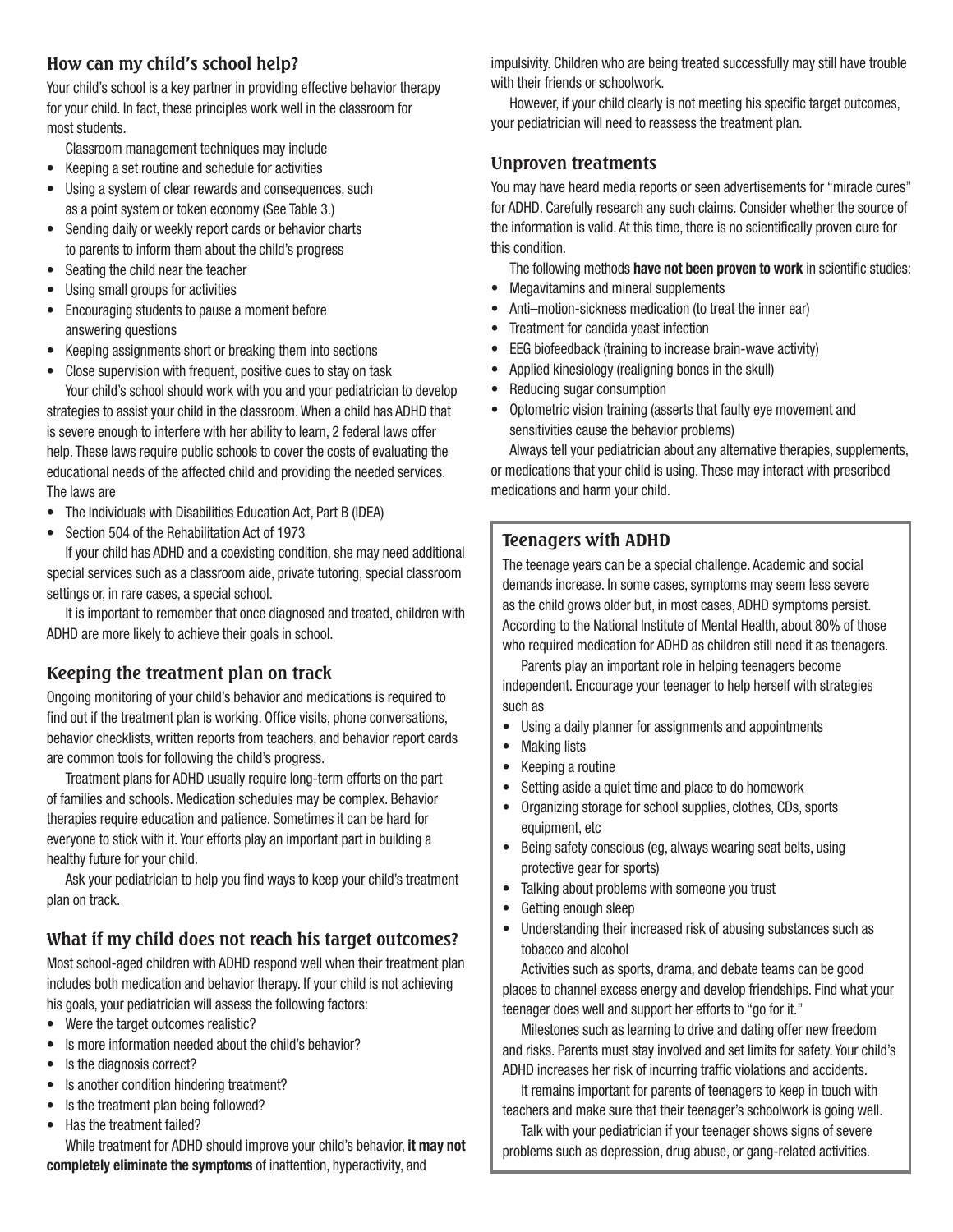## How can my child's school help?

Your child's school is a key partner in providing effective behavior therapy for your child. In fact, these principles work well in the classroom for most students.

Classroom management techniques may include

- Keeping a set routine and schedule for activities
- Using a system of clear rewards and consequences, such as a point system or token economy (See Table 3.)
- Sending daily or weekly report cards or behavior charts to parents to inform them about the child's progress
- Seating the child near the teacher
- Using small groups for activities
- Encouraging students to pause a moment before answering questions
- Keeping assignments short or breaking them into sections
- Close supervision with frequent, positive cues to stay on task

Your child's school should work with you and your pediatrician to develop strategies to assist your child in the classroom. When a child has ADHD that is severe enough to interfere with her ability to learn, 2 federal laws offer help. These laws require public schools to cover the costs of evaluating the educational needs of the affected child and providing the needed services. The laws are

- The Individuals with Disabilities Education Act, Part B (IDEA)
- Section 504 of the Rehabilitation Act of 1973

If your child has ADHD and a coexisting condition, she may need additional special services such as a classroom aide, private tutoring, special classroom settings or, in rare cases, a special school.

It is important to remember that once diagnosed and treated, children with ADHD are more likely to achieve their goals in school.

## Keeping the treatment plan on track

Ongoing monitoring of your child's behavior and medications is required to find out if the treatment plan is working. Office visits, phone conversations, behavior checklists, written reports from teachers, and behavior report cards are common tools for following the child's progress.

Treatment plans for ADHD usually require long-term efforts on the part of families and schools. Medication schedules may be complex. Behavior therapies require education and patience. Sometimes it can be hard for everyone to stick with it. Your efforts play an important part in building a healthy future for your child.

Ask your pediatrician to help you find ways to keep your child's treatment plan on track.

## What if my child does not reach his target outcomes?

Most school-aged children with ADHD respond well when their treatment plan includes both medication and behavior therapy. If your child is not achieving his goals, your pediatrician will assess the following factors:

- Were the target outcomes realistic?
- Is more information needed about the child's behavior?
- Is the diagnosis correct?
- Is another condition hindering treatment?
- Is the treatment plan being followed?
- Has the treatment failed?

While treatment for ADHD should improve your child's behavior, **it may not completely eliminate the symptoms** of inattention, hyperactivity, and impulsivity. Children who are being treated successfully may still have trouble with their friends or schoolwork.

However, if your child clearly is not meeting his specific target outcomes, your pediatrician will need to reassess the treatment plan.

## Unproven treatments

You may have heard media reports or seen advertisements for "miracle cures" for ADHD. Carefully research any such claims. Consider whether the source of the information is valid. At this time, there is no scientifically proven cure for this condition.

The following methods **have not been proven to work** in scientific studies:

- Megavitamins and mineral supplements
- Anti–motion-sickness medication (to treat the inner ear)
- Treatment for candida yeast infection
- EEG biofeedback (training to increase brain-wave activity)
- Applied kinesiology (realigning bones in the skull)
- Reducing sugar consumption
- Optometric vision training (asserts that faulty eye movement and sensitivities cause the behavior problems)

Always tell your pediatrician about any alternative therapies, supplements, or medications that your child is using. These may interact with prescribed medications and harm your child.

## Teenagers with ADHD

The teenage years can be a special challenge. Academic and social demands increase. In some cases, symptoms may seem less severe as the child grows older but, in most cases, ADHD symptoms persist. According to the National Institute of Mental Health, about 80% of those who required medication for ADHD as children still need it as teenagers.

Parents play an important role in helping teenagers become independent. Encourage your teenager to help herself with strategies such as

- Using a daily planner for assignments and appointments
- Making lists
- Keeping a routine
- Setting aside a quiet time and place to do homework
- Organizing storage for school supplies, clothes, CDs, sports equipment, etc
- Being safety conscious (eg, always wearing seat belts, using protective gear for sports)
- Talking about problems with someone you trust
- Getting enough sleep
- Understanding their increased risk of abusing substances such as tobacco and alcohol

Activities such as sports, drama, and debate teams can be good places to channel excess energy and develop friendships. Find what your teenager does well and support her efforts to "go for it."

Milestones such as learning to drive and dating offer new freedom and risks. Parents must stay involved and set limits for safety. Your child's ADHD increases her risk of incurring traffic violations and accidents.

It remains important for parents of teenagers to keep in touch with teachers and make sure that their teenager's schoolwork is going well.

Talk with your pediatrician if your teenager shows signs of severe problems such as depression, drug abuse, or gang-related activities.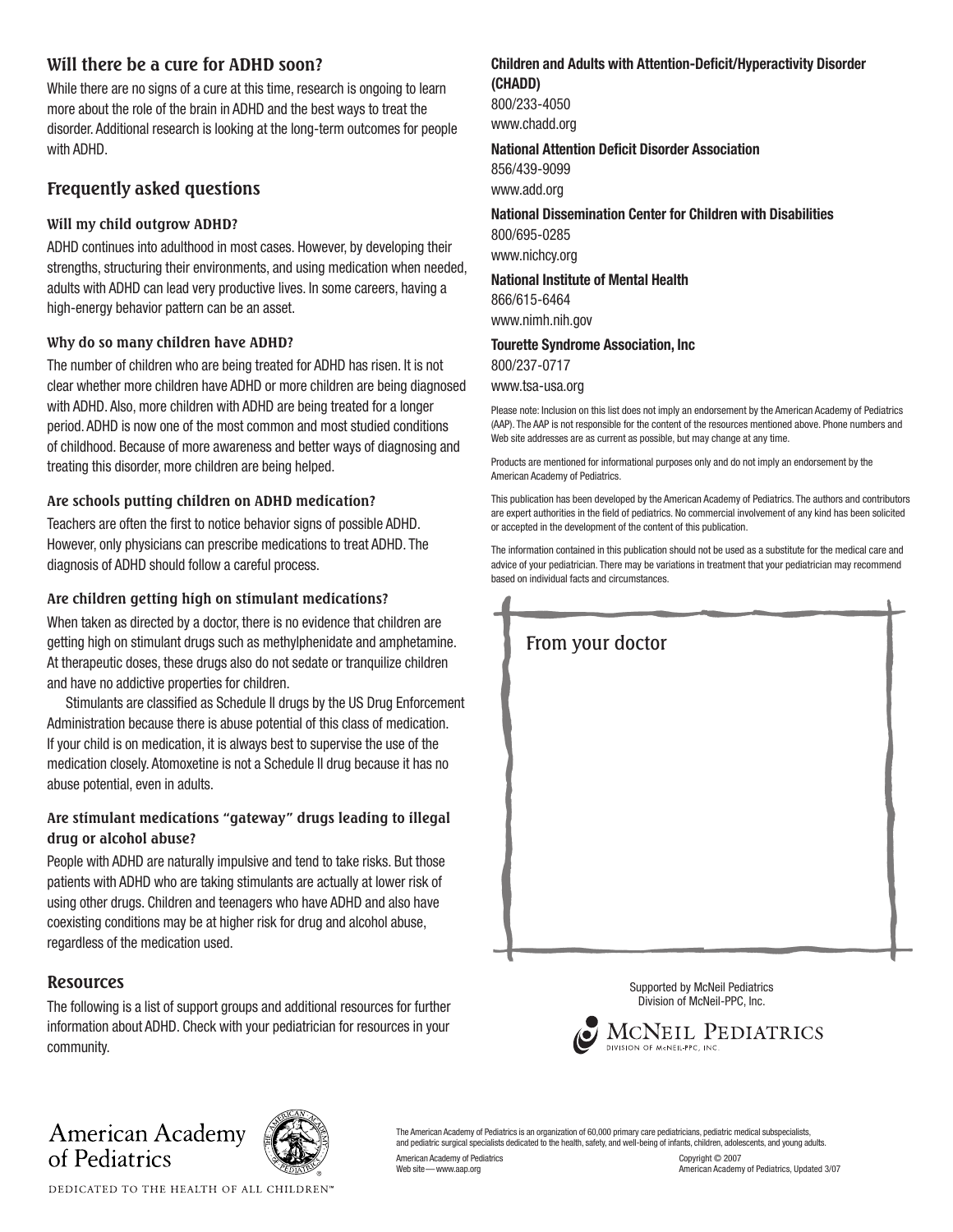## Will there be a cure for ADHD soon?

While there are no signs of a cure at this time, research is ongoing to learn more about the role of the brain in ADHD and the best ways to treat the disorder. Additional research is looking at the long-term outcomes for people with ADHD.

## Frequently asked questions

### Will my child outgrow ADHD?

ADHD continues into adulthood in most cases. However, by developing their strengths, structuring their environments, and using medication when needed, adults with ADHD can lead very productive lives. In some careers, having a high-energy behavior pattern can be an asset.

### Why do so many children have ADHD?

The number of children who are being treated for ADHD has risen. It is not clear whether more children have ADHD or more children are being diagnosed with ADHD. Also, more children with ADHD are being treated for a longer period. ADHD is now one of the most common and most studied conditions of childhood. Because of more awareness and better ways of diagnosing and treating this disorder, more children are being helped.

### Are schools putting children on ADHD medication?

Teachers are often the first to notice behavior signs of possible ADHD. However, only physicians can prescribe medications to treat ADHD. The diagnosis of ADHD should follow a careful process.

### Are children getting high on stimulant medications?

When taken as directed by a doctor, there is no evidence that children are getting high on stimulant drugs such as methylphenidate and amphetamine. At therapeutic doses, these drugs also do not sedate or tranquilize children and have no addictive properties for children.

Stimulants are classified as Schedule II drugs by the US Drug Enforcement Administration because there is abuse potential of this class of medication. If your child is on medication, it is always best to supervise the use of the medication closely. Atomoxetine is not a Schedule II drug because it has no abuse potential, even in adults.

### Are stimulant medications "gateway" drugs leading to illegal drug or alcohol abuse?

People with ADHD are naturally impulsive and tend to take risks. But those patients with ADHD who are taking stimulants are actually at lower risk of using other drugs. Children and teenagers who have ADHD and also have coexisting conditions may be at higher risk for drug and alcohol abuse, regardless of the medication used.

## Resources

The following is a list of support groups and additional resources for further information about ADHD. Check with your pediatrician for resources in your community.

**Children and Adults with Attention-Deficit/Hyperactivity Disorder (CHADD)**
800/233-4050
www.chadd.org

**National Attention Deficit Disorder Association**
856/439-9099
www.add.org

**National Dissemination Center for Children with Disabilities**
800/695-0285
www.nichcy.org

**National Institute of Mental Health**
866/615-6464
www.nimh.nih.gov

**Tourette Syndrome Association, Inc**
800/237-0717
www.tsa-usa.org

Please note: Inclusion on this list does not imply an endorsement by the American Academy of Pediatrics (AAP). The AAP is not responsible for the content of the resources mentioned above. Phone numbers and Web site addresses are as current as possible, but may change at any time.

Products are mentioned for informational purposes only and do not imply an endorsement by the American Academy of Pediatrics.

This publication has been developed by the American Academy of Pediatrics. The authors and contributors are expert authorities in the field of pediatrics. No commercial involvement of any kind has been solicited or accepted in the development of the content of this publication.

The information contained in this publication should not be used as a substitute for the medical care and advice of your pediatrician. There may be variations in treatment that your pediatrician may recommend based on individual facts and circumstances.

From your doctor

Supported by McNeil Pediatrics
Division of McNeil-PPC, Inc.

McNeil Pediatrics
Division of McNeil-PPC, Inc.

American Academy of Pediatrics

DEDICATED TO THE HEALTH OF ALL CHILDREN™

The American Academy of Pediatrics is an organization of 60,000 primary care pediatricians, pediatric medical subspecialists, and pediatric surgical specialists dedicated to the health, safety, and well-being of infants, children, adolescents, and young adults.

American Academy of Pediatrics
Web site — www.aap.org

Copyright © 2007
American Academy of Pediatrics, Updated 3/07